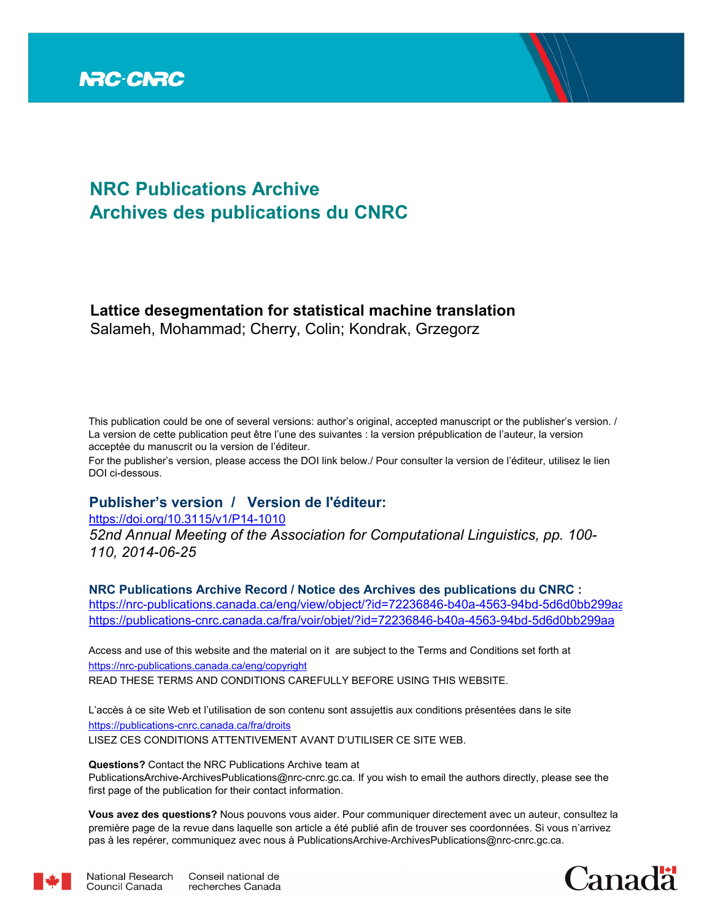NRC-CNRC

# NRC Publications Archive
# Archives des publications du CNRC

**Lattice desegmentation for statistical machine translation**
Salameh, Mohammad; Cherry, Colin; Kondrak, Grzegorz

This publication could be one of several versions: author's original, accepted manuscript or the publisher's version. / La version de cette publication peut être l'une des suivantes : la version prépublication de l'auteur, la version acceptée du manuscrit ou la version de l'éditeur.

For the publisher's version, please access the DOI link below./ Pour consulter la version de l'éditeur, utilisez le lien DOI ci-dessous.

## Publisher's version / Version de l'éditeur:

https://doi.org/10.3115/v1/P14-1010
*52nd Annual Meeting of the Association for Computational Linguistics, pp. 100-110, 2014-06-25*

**NRC Publications Archive Record / Notice des Archives des publications du CNRC :**
https://nrc-publications.canada.ca/eng/view/object/?id=72236846-b40a-4563-94bd-5d6d0bb299aa
https://publications-cnrc.canada.ca/fra/voir/objet/?id=72236846-b40a-4563-94bd-5d6d0bb299aa

Access and use of this website and the material on it are subject to the Terms and Conditions set forth at
https://nrc-publications.canada.ca/eng/copyright
READ THESE TERMS AND CONDITIONS CAREFULLY BEFORE USING THIS WEBSITE.

L'accès à ce site Web et l'utilisation de son contenu sont assujettis aux conditions présentées dans le site
https://publications-cnrc.canada.ca/fra/droits
LISEZ CES CONDITIONS ATTENTIVEMENT AVANT D'UTILISER CE SITE WEB.

**Questions?** Contact the NRC Publications Archive team at PublicationsArchive-ArchivesPublications@nrc-cnrc.gc.ca. If you wish to email the authors directly, please see the first page of the publication for their contact information.

**Vous avez des questions?** Nous pouvons vous aider. Pour communiquer directement avec un auteur, consultez la première page de la revue dans laquelle son article a été publié afin de trouver ses coordonnées. Si vous n'arrivez pas à les repérer, communiquez avec nous à PublicationsArchive-ArchivesPublications@nrc-cnrc.gc.ca.

National Research Council Canada | Conseil national de recherches Canada

Canada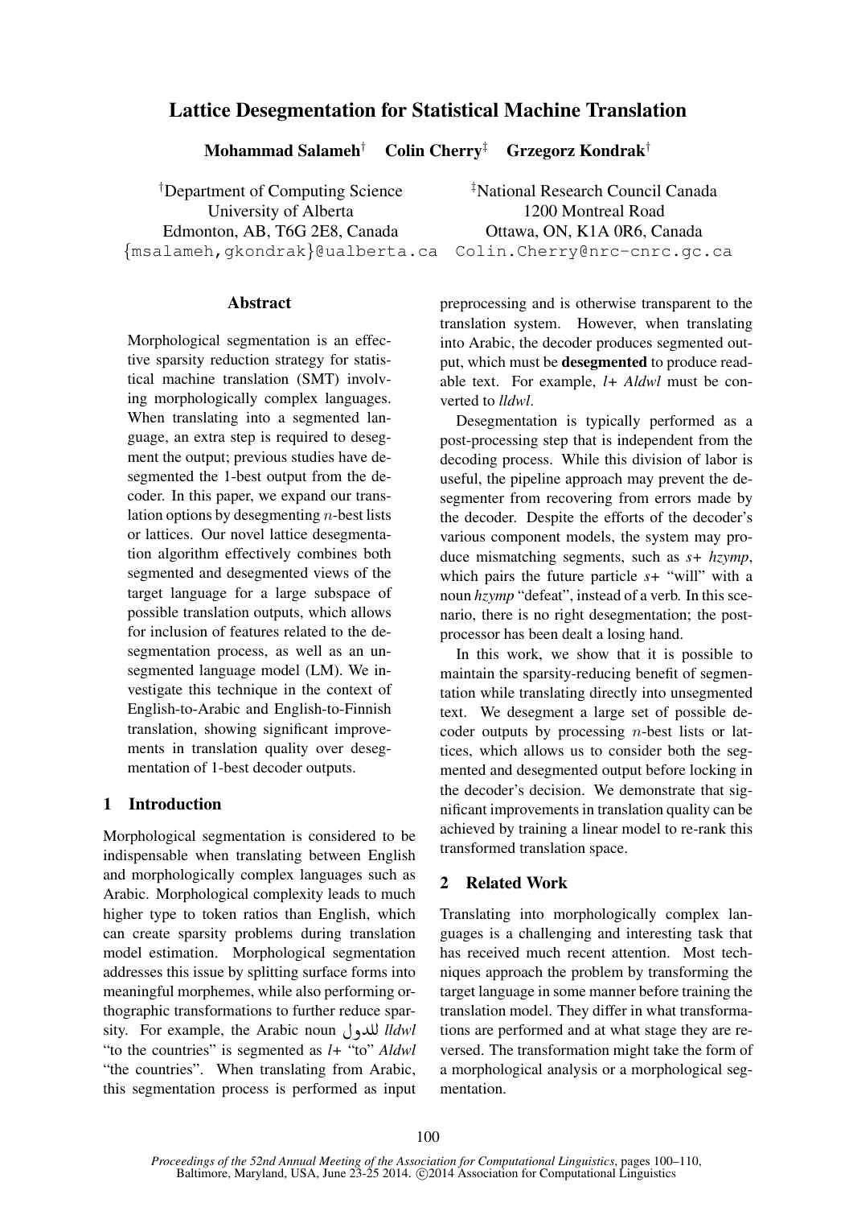# Lattice Desegmentation for Statistical Machine Translation

**Mohammad Salameh**[†] **Colin Cherry**[‡] **Grzegorz Kondrak**[†]

[†]Department of Computing Science, University of Alberta, Edmonton, AB, T6G 2E8, Canada
{msalameh,gkondrak}@ualberta.ca

[‡]National Research Council Canada, 1200 Montreal Road, Ottawa, ON, K1A 0R6, Canada
Colin.Cherry@nrc-cnrc.gc.ca

## Abstract

Morphological segmentation is an effective sparsity reduction strategy for statistical machine translation (SMT) involving morphologically complex languages. When translating into a segmented language, an extra step is required to desegment the output; previous studies have desegmented the 1-best output from the decoder. In this paper, we expand our translation options by desegmenting $n$-best lists or lattices. Our novel lattice desegmentation algorithm effectively combines both segmented and desegmented views of the target language for a large subspace of possible translation outputs, which allows for inclusion of features related to the desegmentation process, as well as an unsegmented language model (LM). We investigate this technique in the context of English-to-Arabic and English-to-Finnish translation, showing significant improvements in translation quality over desegmentation of 1-best decoder outputs.

## 1 Introduction

Morphological segmentation is considered to be indispensable when translating between English and morphologically complex languages such as Arabic. Morphological complexity leads to much higher type to token ratios than English, which can create sparsity problems during translation model estimation. Morphological segmentation addresses this issue by splitting surface forms into meaningful morphemes, while also performing orthographic transformations to further reduce sparsity. For example, the Arabic noun للدول *lldwl* "to the countries" is segmented as *l+* "to" *Aldwl* "the countries". When translating from Arabic, this segmentation process is performed as input preprocessing and is otherwise transparent to the translation system. However, when translating into Arabic, the decoder produces segmented output, which must be **desegmented** to produce readable text. For example, *l+ Aldwl* must be converted to *lldwl*.

Desegmentation is typically performed as a post-processing step that is independent from the decoding process. While this division of labor is useful, the pipeline approach may prevent the desegmenter from recovering from errors made by the decoder. Despite the efforts of the decoder's various component models, the system may produce mismatching segments, such as *s+ hzymp*, which pairs the future particle *s+* "will" with a noun *hzymp* "defeat", instead of a verb. In this scenario, there is no right desegmentation; the post-processor has been dealt a losing hand.

In this work, we show that it is possible to maintain the sparsity-reducing benefit of segmentation while translating directly into unsegmented text. We desegment a large set of possible decoder outputs by processing $n$-best lists or lattices, which allows us to consider both the segmented and desegmented output before locking in the decoder's decision. We demonstrate that significant improvements in translation quality can be achieved by training a linear model to re-rank this transformed translation space.

## 2 Related Work

Translating into morphologically complex languages is a challenging and interesting task that has received much recent attention. Most techniques approach the problem by transforming the target language in some manner before training the translation model. They differ in what transformations are performed and at what stage they are reversed. The transformation might take the form of a morphological analysis or a morphological segmentation.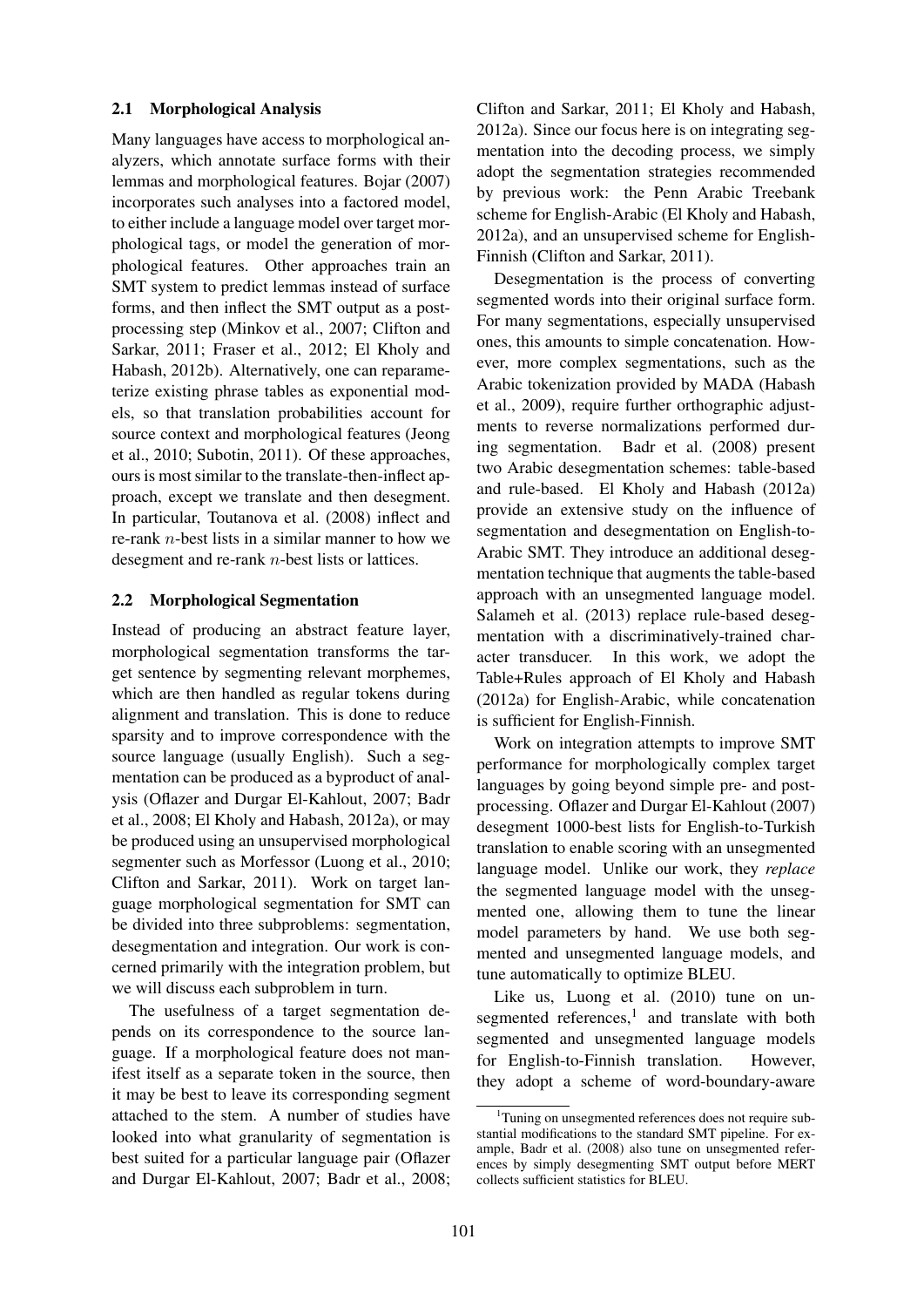### 2.1 Morphological Analysis

Many languages have access to morphological analyzers, which annotate surface forms with their lemmas and morphological features. Bojar (2007) incorporates such analyses into a factored model, to either include a language model over target morphological tags, or model the generation of morphological features. Other approaches train an SMT system to predict lemmas instead of surface forms, and then inflect the SMT output as a postprocessing step (Minkov et al., 2007; Clifton and Sarkar, 2011; Fraser et al., 2012; El Kholy and Habash, 2012b). Alternatively, one can reparameterize existing phrase tables as exponential models, so that translation probabilities account for source context and morphological features (Jeong et al., 2010; Subotin, 2011). Of these approaches, ours is most similar to the translate-then-inflect approach, except we translate and then desegment. In particular, Toutanova et al. (2008) inflect and re-rank $n$-best lists in a similar manner to how we desegment and re-rank $n$-best lists or lattices.

### 2.2 Morphological Segmentation

Instead of producing an abstract feature layer, morphological segmentation transforms the target sentence by segmenting relevant morphemes, which are then handled as regular tokens during alignment and translation. This is done to reduce sparsity and to improve correspondence with the source language (usually English). Such a segmentation can be produced as a byproduct of analysis (Oflazer and Durgar El-Kahlout, 2007; Badr et al., 2008; El Kholy and Habash, 2012a), or may be produced using an unsupervised morphological segmenter such as Morfessor (Luong et al., 2010; Clifton and Sarkar, 2011). Work on target language morphological segmentation for SMT can be divided into three subproblems: segmentation, desegmentation and integration. Our work is concerned primarily with the integration problem, but we will discuss each subproblem in turn.

The usefulness of a target segmentation depends on its correspondence to the source language. If a morphological feature does not manifest itself as a separate token in the source, then it may be best to leave its corresponding segment attached to the stem. A number of studies have looked into what granularity of segmentation is best suited for a particular language pair (Oflazer and Durgar El-Kahlout, 2007; Badr et al., 2008; Clifton and Sarkar, 2011; El Kholy and Habash, 2012a). Since our focus here is on integrating segmentation into the decoding process, we simply adopt the segmentation strategies recommended by previous work: the Penn Arabic Treebank scheme for English-Arabic (El Kholy and Habash, 2012a), and an unsupervised scheme for English-Finnish (Clifton and Sarkar, 2011).

Desegmentation is the process of converting segmented words into their original surface form. For many segmentations, especially unsupervised ones, this amounts to simple concatenation. However, more complex segmentations, such as the Arabic tokenization provided by MADA (Habash et al., 2009), require further orthographic adjustments to reverse normalizations performed during segmentation. Badr et al. (2008) present two Arabic desegmentation schemes: table-based and rule-based. El Kholy and Habash (2012a) provide an extensive study on the influence of segmentation and desegmentation on English-to-Arabic SMT. They introduce an additional desegmentation technique that augments the table-based approach with an unsegmented language model. Salameh et al. (2013) replace rule-based desegmentation with a discriminatively-trained character transducer. In this work, we adopt the Table+Rules approach of El Kholy and Habash (2012a) for English-Arabic, while concatenation is sufficient for English-Finnish.

Work on integration attempts to improve SMT performance for morphologically complex target languages by going beyond simple pre- and postprocessing. Oflazer and Durgar El-Kahlout (2007) desegment 1000-best lists for English-to-Turkish translation to enable scoring with an unsegmented language model. Unlike our work, they *replace* the segmented language model with the unsegmented one, allowing them to tune the linear model parameters by hand. We use both segmented and unsegmented language models, and tune automatically to optimize BLEU.

Like us, Luong et al. (2010) tune on unsegmented references,[1] and translate with both segmented and unsegmented language models for English-to-Finnish translation. However, they adopt a scheme of word-boundary-aware

[1]Tuning on unsegmented references does not require substantial modifications to the standard SMT pipeline. For example, Badr et al. (2008) also tune on unsegmented references by simply desegmenting SMT output before MERT collects sufficient statistics for BLEU.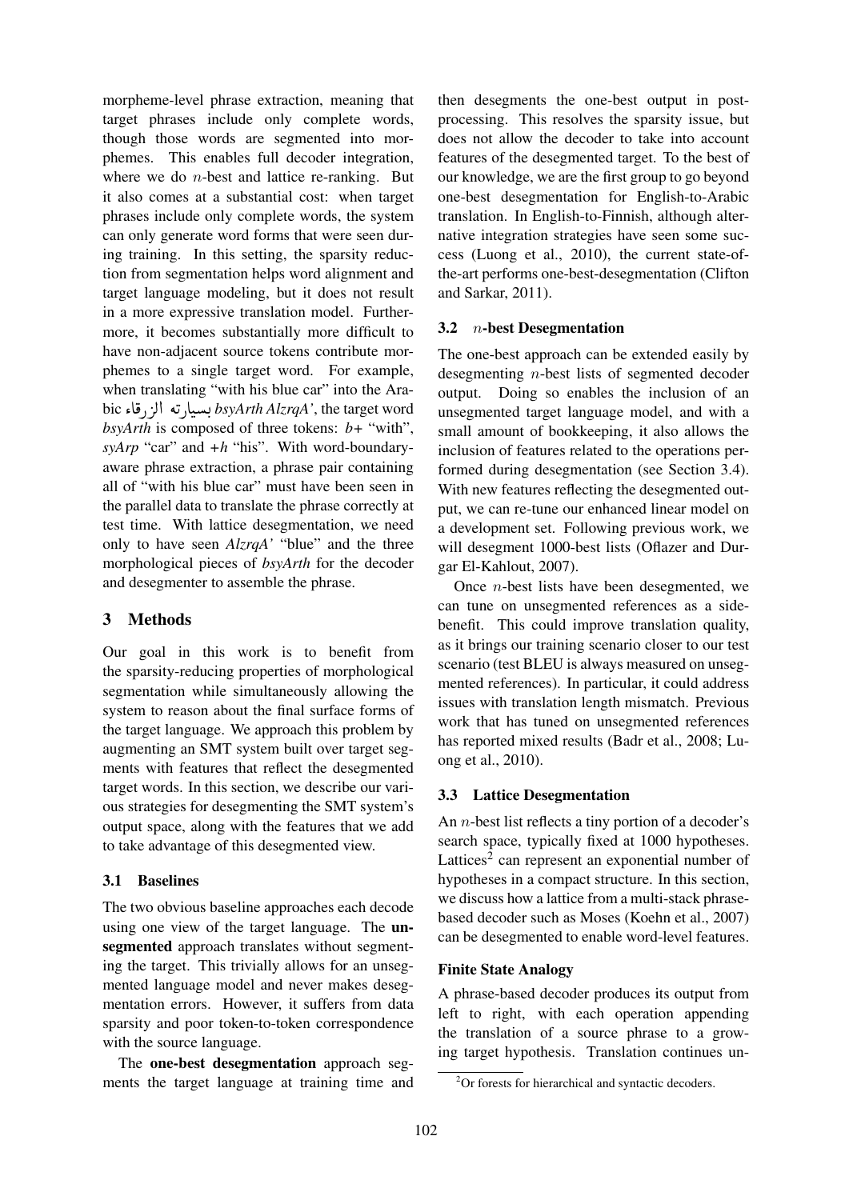morpheme-level phrase extraction, meaning that target phrases include only complete words, though those words are segmented into morphemes. This enables full decoder integration, where we do $n$-best and lattice re-ranking. But it also comes at a substantial cost: when target phrases include only complete words, the system can only generate word forms that were seen during training. In this setting, the sparsity reduction from segmentation helps word alignment and target language modeling, but it does not result in a more expressive translation model. Furthermore, it becomes substantially more difficult to have non-adjacent source tokens contribute morphemes to a single target word. For example, when translating "with his blue car" into the Arabic بسيارته الزرقاء *bsyArth AlzrqA'*, the target word *bsyArth* is composed of three tokens: *b+* "with", *syArp* "car" and *+h* "his". With word-boundary-aware phrase extraction, a phrase pair containing all of "with his blue car" must have been seen in the parallel data to translate the phrase correctly at test time. With lattice desegmentation, we need only to have seen *AlzrqA'* "blue" and the three morphological pieces of *bsyArth* for the decoder and desegmenter to assemble the phrase.

## 3 Methods

Our goal in this work is to benefit from the sparsity-reducing properties of morphological segmentation while simultaneously allowing the system to reason about the final surface forms of the target language. We approach this problem by augmenting an SMT system built over target segments with features that reflect the desegmented target words. In this section, we describe our various strategies for desegmenting the SMT system's output space, along with the features that we add to take advantage of this desegmented view.

### 3.1 Baselines

The two obvious baseline approaches each decode using one view of the target language. The **unsegmented** approach translates without segmenting the target. This trivially allows for an unsegmented language model and never makes desegmentation errors. However, it suffers from data sparsity and poor token-to-token correspondence with the source language.

The **one-best desegmentation** approach segments the target language at training time and then desegments the one-best output in post-processing. This resolves the sparsity issue, but does not allow the decoder to take into account features of the desegmented target. To the best of our knowledge, we are the first group to go beyond one-best desegmentation for English-to-Arabic translation. In English-to-Finnish, although alternative integration strategies have seen some success (Luong et al., 2010), the current state-of-the-art performs one-best-desegmentation (Clifton and Sarkar, 2011).

### 3.2 $n$-best Desegmentation

The one-best approach can be extended easily by desegmenting $n$-best lists of segmented decoder output. Doing so enables the inclusion of an unsegmented target language model, and with a small amount of bookkeeping, it also allows the inclusion of features related to the operations performed during desegmentation (see Section 3.4). With new features reflecting the desegmented output, we can re-tune our enhanced linear model on a development set. Following previous work, we will desegment 1000-best lists (Oflazer and Durgar El-Kahlout, 2007).

Once $n$-best lists have been desegmented, we can tune on unsegmented references as a side-benefit. This could improve translation quality, as it brings our training scenario closer to our test scenario (test BLEU is always measured on unsegmented references). In particular, it could address issues with translation length mismatch. Previous work that has tuned on unsegmented references has reported mixed results (Badr et al., 2008; Luong et al., 2010).

### 3.3 Lattice Desegmentation

An $n$-best list reflects a tiny portion of a decoder's search space, typically fixed at 1000 hypotheses. Lattices[2] can represent an exponential number of hypotheses in a compact structure. In this section, we discuss how a lattice from a multi-stack phrase-based decoder such as Moses (Koehn et al., 2007) can be desegmented to enable word-level features.

#### Finite State Analogy

A phrase-based decoder produces its output from left to right, with each operation appending the translation of a source phrase to a growing target hypothesis. Translation continues un-

[2] Or forests for hierarchical and syntactic decoders.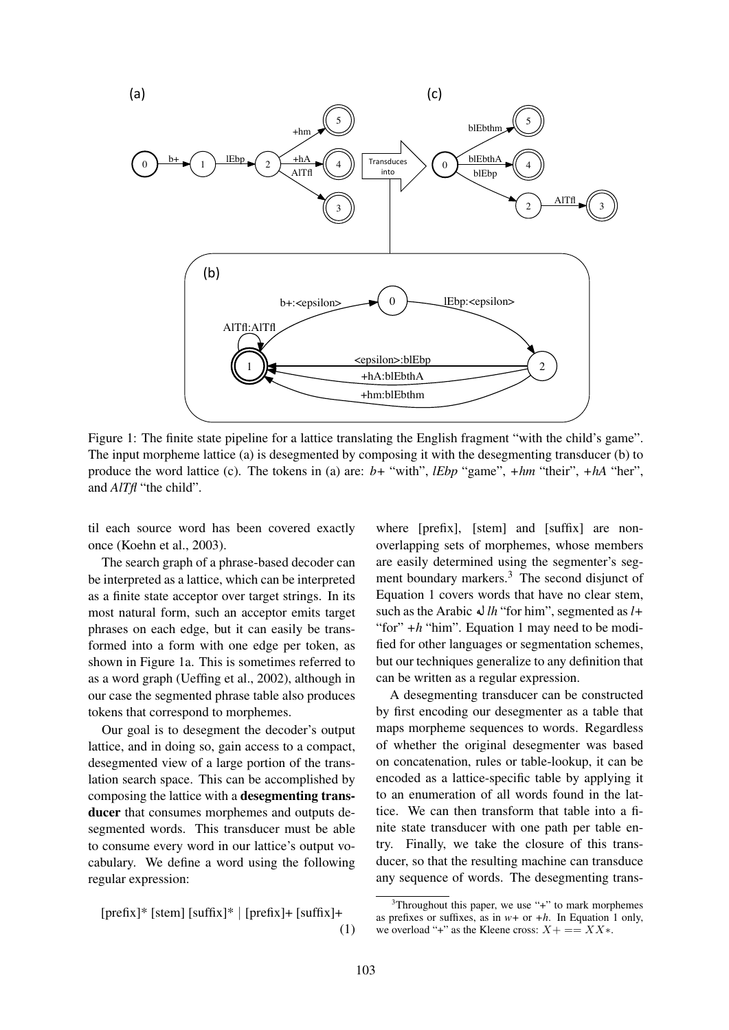(a)

0 b+ 1 lEbp 2 +hm 5 +hA 4 AlTfl 3

Transduces into

(c)

0 blEbthm 5 blEbthA 4 blEbp 2 AlTfl 3

(b)

b+:<epsilon> 0 lEbp:<epsilon>

AlTfl:AlTfl 1 <epsilon>:blEbp +hA:blEbthA +hm:blEbthm 2

Figure 1: The finite state pipeline for a lattice translating the English fragment "with the child's game". The input morpheme lattice (a) is desegmented by composing it with the desegmenting transducer (b) to produce the word lattice (c). The tokens in (a) are: *b+* "with", *lEbp* "game", *+hm* "their", *+hA* "her", and *AlTfl* "the child".

til each source word has been covered exactly once (Koehn et al., 2003).

The search graph of a phrase-based decoder can be interpreted as a lattice, which can be interpreted as a finite state acceptor over target strings. In its most natural form, such an acceptor emits target phrases on each edge, but it can easily be transformed into a form with one edge per token, as shown in Figure 1a. This is sometimes referred to as a word graph (Ueffing et al., 2002), although in our case the segmented phrase table also produces tokens that correspond to morphemes.

Our goal is to desegment the decoder's output lattice, and in doing so, gain access to a compact, desegmented view of a large portion of the translation search space. This can be accomplished by composing the lattice with a **desegmenting transducer** that consumes morphemes and outputs desegmented words. This transducer must be able to consume every word in our lattice's output vocabulary. We define a word using the following regular expression:

$$[\text{prefix}]^* \ [\text{stem}] \ [\text{suffix}]^* \mid [\text{prefix}]+ \ [\text{suffix}]+ \qquad (1)$$

where [prefix], [stem] and [suffix] are non-overlapping sets of morphemes, whose members are easily determined using the segmenter's segment boundary markers.[3] The second disjunct of Equation 1 covers words that have no clear stem, such as the Arabic لە *lh* "for him", segmented as *l+* "for" *+h* "him". Equation 1 may need to be modified for other languages or segmentation schemes, but our techniques generalize to any definition that can be written as a regular expression.

A desegmenting transducer can be constructed by first encoding our desegmenter as a table that maps morpheme sequences to words. Regardless of whether the original desegmenter was based on concatenation, rules or table-lookup, it can be encoded as a lattice-specific table by applying it to an enumeration of all words found in the lattice. We can then transform that table into a finite state transducer with one path per table entry. Finally, we take the closure of this transducer, so that the resulting machine can transduce any sequence of words. The desegmenting trans-

[3] Throughout this paper, we use "+" to mark morphemes as prefixes or suffixes, as in *w+* or *+h*. In Equation 1 only, we overload "+" as the Kleene cross: $X+ == XX*$.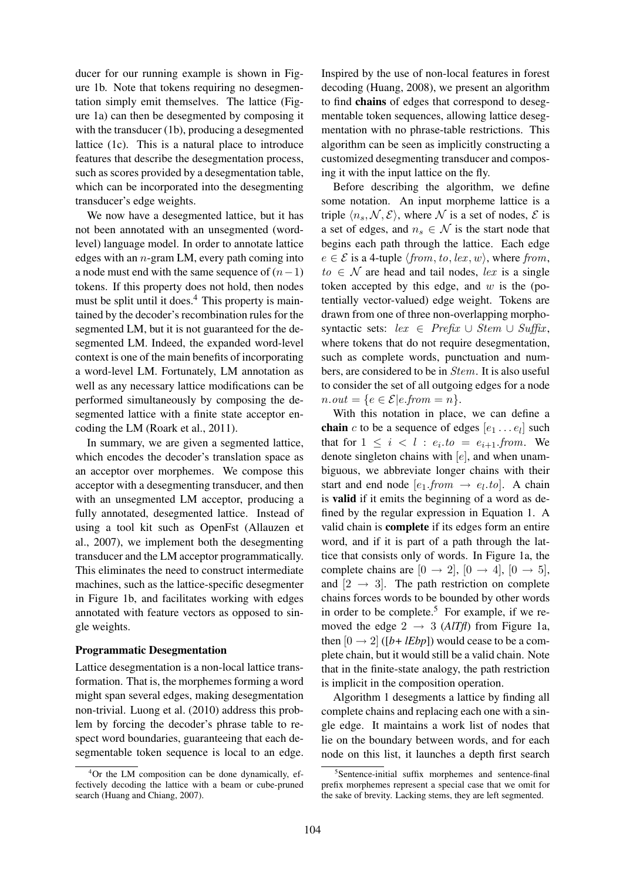ducer for our running example is shown in Figure 1b. Note that tokens requiring no desegmentation simply emit themselves. The lattice (Figure 1a) can then be desegmented by composing it with the transducer (1b), producing a desegmented lattice (1c). This is a natural place to introduce features that describe the desegmentation process, such as scores provided by a desegmentation table, which can be incorporated into the desegmenting transducer's edge weights.

We now have a desegmented lattice, but it has not been annotated with an unsegmented (word-level) language model. In order to annotate lattice edges with an $n$-gram LM, every path coming into a node must end with the same sequence of $(n-1)$ tokens. If this property does not hold, then nodes must be split until it does.[4] This property is maintained by the decoder's recombination rules for the segmented LM, but it is not guaranteed for the desegmented LM. Indeed, the expanded word-level context is one of the main benefits of incorporating a word-level LM. Fortunately, LM annotation as well as any necessary lattice modifications can be performed simultaneously by composing the desegmented lattice with a finite state acceptor encoding the LM (Roark et al., 2011).

In summary, we are given a segmented lattice, which encodes the decoder's translation space as an acceptor over morphemes. We compose this acceptor with a desegmenting transducer, and then with an unsegmented LM acceptor, producing a fully annotated, desegmented lattice. Instead of using a tool kit such as OpenFst (Allauzen et al., 2007), we implement both the desegmenting transducer and the LM acceptor programmatically. This eliminates the need to construct intermediate machines, such as the lattice-specific desegmenter in Figure 1b, and facilitates working with edges annotated with feature vectors as opposed to single weights.

**Programmatic Desegmentation**

Lattice desegmentation is a non-local lattice transformation. That is, the morphemes forming a word might span several edges, making desegmentation non-trivial. Luong et al. (2010) address this problem by forcing the decoder's phrase table to respect word boundaries, guaranteeing that each desegmentable token sequence is local to an edge. Inspired by the use of non-local features in forest decoding (Huang, 2008), we present an algorithm to find **chains** of edges that correspond to desegmentable token sequences, allowing lattice desegmentation with no phrase-table restrictions. This algorithm can be seen as implicitly constructing a customized desegmenting transducer and composing it with the input lattice on the fly.

Before describing the algorithm, we define some notation. An input morpheme lattice is a triple $\langle n_s, \mathcal{N}, \mathcal{E}\rangle$, where $\mathcal{N}$ is a set of nodes, $\mathcal{E}$ is a set of edges, and $n_s \in \mathcal{N}$ is the start node that begins each path through the lattice. Each edge $e \in \mathcal{E}$ is a 4-tuple $\langle \mathit{from}, \mathit{to}, \mathit{lex}, w\rangle$, where $\mathit{from}$, $\mathit{to} \in \mathcal{N}$ are head and tail nodes, $\mathit{lex}$ is a single token accepted by this edge, and $w$ is the (potentially vector-valued) edge weight. Tokens are drawn from one of three non-overlapping morphosyntactic sets: $\mathit{lex} \in \mathit{Prefix} \cup \mathit{Stem} \cup \mathit{Suffix}$, where tokens that do not require desegmentation, such as complete words, punctuation and numbers, are considered to be in $\mathit{Stem}$. It is also useful to consider the set of all outgoing edges for a node $n.\mathit{out} = \{e \in \mathcal{E} | e.\mathit{from} = n\}$.

With this notation in place, we can define a **chain** $c$ to be a sequence of edges $[e_1 \ldots e_l]$ such that for $1 \leq i < l : e_i.\mathit{to} = e_{i+1}.\mathit{from}$. We denote singleton chains with $[e]$, and when unambiguous, we abbreviate longer chains with their start and end node $[e_1.\mathit{from} \rightarrow e_l.\mathit{to}]$. A chain is **valid** if it emits the beginning of a word as defined by the regular expression in Equation 1. A valid chain is **complete** if its edges form an entire word, and if it is part of a path through the lattice that consists only of words. In Figure 1a, the complete chains are $[0 \rightarrow 2]$, $[0 \rightarrow 4]$, $[0 \rightarrow 5]$, and $[2 \rightarrow 3]$. The path restriction on complete chains forces words to be bounded by other words in order to be complete.[5] For example, if we removed the edge $2 \rightarrow 3$ (*AlTfl*) from Figure 1a, then $[0 \rightarrow 2]$ ([*b+ lEbp*]) would cease to be a complete chain, but it would still be a valid chain. Note that in the finite-state analogy, the path restriction is implicit in the composition operation.

Algorithm 1 desegments a lattice by finding all complete chains and replacing each one with a single edge. It maintains a work list of nodes that lie on the boundary between words, and for each node on this list, it launches a depth first search

[4] Or the LM composition can be done dynamically, effectively decoding the lattice with a beam or cube-pruned search (Huang and Chiang, 2007).

[5] Sentence-initial suffix morphemes and sentence-final prefix morphemes represent a special case that we omit for the sake of brevity. Lacking stems, they are left segmented.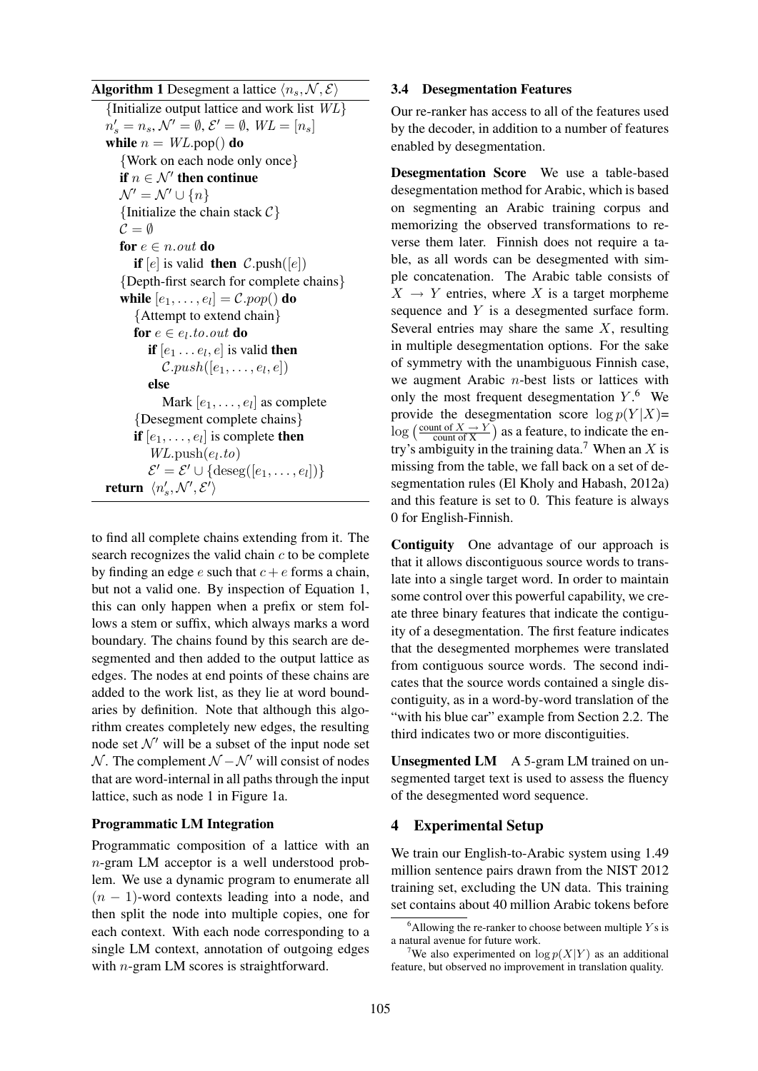**Algorithm 1** Desegment a lattice $\langle n_s, \mathcal{N}, \mathcal{E} \rangle$

```
{Initialize output lattice and work list WL}
n'_s = n_s, N' = ∅, E' = ∅, WL = [n_s]
while n = WL.pop() do
    {Work on each node only once}
    if n ∈ N' then continue
    N' = N' ∪ {n}
    {Initialize the chain stack C}
    C = ∅
    for e ∈ n.out do
        if [e] is valid then C.push([e])
    {Depth-first search for complete chains}
    while [e_1, ..., e_l] = C.pop() do
        {Attempt to extend chain}
        for e ∈ e_l.to.out do
            if [e_1 ... e_l, e] is valid then
                C.push([e_1, ..., e_l, e])
            else
                Mark [e_1, ..., e_l] as complete
        {Desegment complete chains}
        if [e_1, ..., e_l] is complete then
            WL.push(e_l.to)
            E' = E' ∪ {deseg([e_1, ..., e_l])}
return ⟨n'_s, N', E'⟩
```

to find all complete chains extending from it. The search recognizes the valid chain $c$ to be complete by finding an edge $e$ such that $c + e$ forms a chain, but not a valid one. By inspection of Equation 1, this can only happen when a prefix or stem follows a stem or suffix, which always marks a word boundary. The chains found by this search are desegmented and then added to the output lattice as edges. The nodes at end points of these chains are added to the work list, as they lie at word boundaries by definition. Note that although this algorithm creates completely new edges, the resulting node set $\mathcal{N}'$ will be a subset of the input node set $\mathcal{N}$. The complement $\mathcal{N} - \mathcal{N}'$ will consist of nodes that are word-internal in all paths through the input lattice, such as node 1 in Figure 1a.

#### Programmatic LM Integration

Programmatic composition of a lattice with an $n$-gram LM acceptor is a well understood problem. We use a dynamic program to enumerate all $(n-1)$-word contexts leading into a node, and then split the node into multiple copies, one for each context. With each node corresponding to a single LM context, annotation of outgoing edges with $n$-gram LM scores is straightforward.

### 3.4 Desegmentation Features

Our re-ranker has access to all of the features used by the decoder, in addition to a number of features enabled by desegmentation.

**Desegmentation Score** We use a table-based desegmentation method for Arabic, which is based on segmenting an Arabic training corpus and memorizing the observed transformations to reverse them later. Finnish does not require a table, as all words can be desegmented with simple concatenation. The Arabic table consists of $X \rightarrow Y$ entries, where $X$ is a target morpheme sequence and $Y$ is a desegmented surface form. Several entries may share the same $X$, resulting in multiple desegmentation options. For the sake of symmetry with the unambiguous Finnish case, we augment Arabic $n$-best lists or lattices with only the most frequent desegmentation $Y$.[6] We provide the desegmentation score $\log p(Y|X) = \log\left(\frac{\text{count of } X \rightarrow Y}{\text{count of X}}\right)$ as a feature, to indicate the entry's ambiguity in the training data.[7] When an $X$ is missing from the table, we fall back on a set of desegmentation rules (El Kholy and Habash, 2012a) and this feature is set to 0. This feature is always 0 for English-Finnish.

**Contiguity** One advantage of our approach is that it allows discontiguous source words to translate into a single target word. In order to maintain some control over this powerful capability, we create three binary features that indicate the contiguity of a desegmentation. The first feature indicates that the desegmented morphemes were translated from contiguous source words. The second indicates that the source words contained a single discontiguity, as in a word-by-word translation of the "with his blue car" example from Section 2.2. The third indicates two or more discontiguities.

**Unsegmented LM** A 5-gram LM trained on unsegmented target text is used to assess the fluency of the desegmented word sequence.

## 4 Experimental Setup

We train our English-to-Arabic system using 1.49 million sentence pairs drawn from the NIST 2012 training set, excluding the UN data. This training set contains about 40 million Arabic tokens before

[6] Allowing the re-ranker to choose between multiple $Y$s is a natural avenue for future work.

[7] We also experimented on $\log p(X|Y)$ as an additional feature, but observed no improvement in translation quality.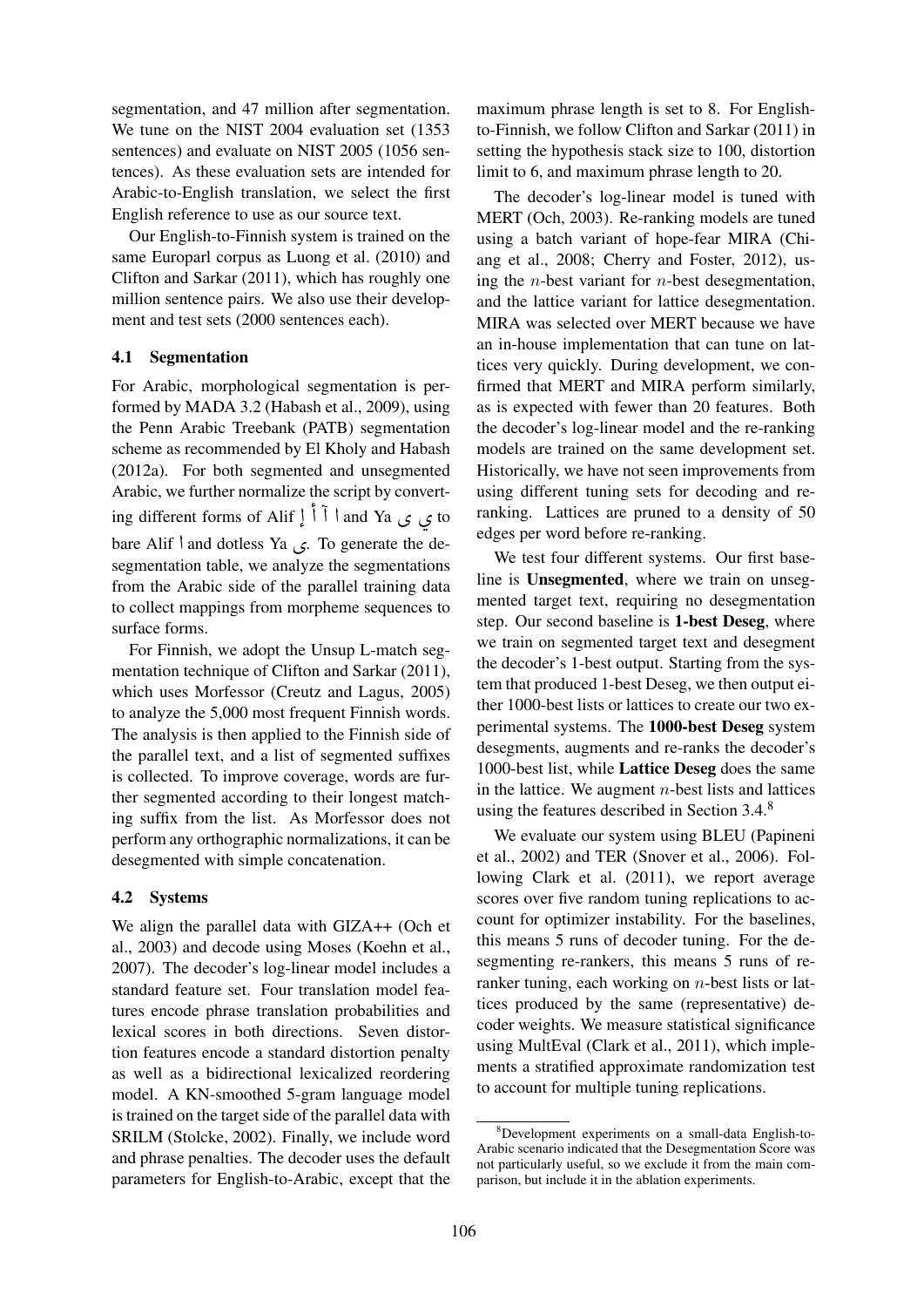segmentation, and 47 million after segmentation. We tune on the NIST 2004 evaluation set (1353 sentences) and evaluate on NIST 2005 (1056 sentences). As these evaluation sets are intended for Arabic-to-English translation, we select the first English reference to use as our source text.

Our English-to-Finnish system is trained on the same Europarl corpus as Luong et al. (2010) and Clifton and Sarkar (2011), which has roughly one million sentence pairs. We also use their development and test sets (2000 sentences each).

### 4.1 Segmentation

For Arabic, morphological segmentation is performed by MADA 3.2 (Habash et al., 2009), using the Penn Arabic Treebank (PATB) segmentation scheme as recommended by El Kholy and Habash (2012a). For both segmented and unsegmented Arabic, we further normalize the script by converting different forms of Alif إ أ آ ا and Ya ى ي to bare Alif ا and dotless Ya ى. To generate the desegmentation table, we analyze the segmentations from the Arabic side of the parallel training data to collect mappings from morpheme sequences to surface forms.

For Finnish, we adopt the Unsup L-match segmentation technique of Clifton and Sarkar (2011), which uses Morfessor (Creutz and Lagus, 2005) to analyze the 5,000 most frequent Finnish words. The analysis is then applied to the Finnish side of the parallel text, and a list of segmented suffixes is collected. To improve coverage, words are further segmented according to their longest matching suffix from the list. As Morfessor does not perform any orthographic normalizations, it can be desegmented with simple concatenation.

### 4.2 Systems

We align the parallel data with GIZA++ (Och et al., 2003) and decode using Moses (Koehn et al., 2007). The decoder's log-linear model includes a standard feature set. Four translation model features encode phrase translation probabilities and lexical scores in both directions. Seven distortion features encode a standard distortion penalty as well as a bidirectional lexicalized reordering model. A KN-smoothed 5-gram language model is trained on the target side of the parallel data with SRILM (Stolcke, 2002). Finally, we include word and phrase penalties. The decoder uses the default parameters for English-to-Arabic, except that the maximum phrase length is set to 8. For English-to-Finnish, we follow Clifton and Sarkar (2011) in setting the hypothesis stack size to 100, distortion limit to 6, and maximum phrase length to 20.

The decoder's log-linear model is tuned with MERT (Och, 2003). Re-ranking models are tuned using a batch variant of hope-fear MIRA (Chiang et al., 2008; Cherry and Foster, 2012), using the $n$-best variant for $n$-best desegmentation, and the lattice variant for lattice desegmentation. MIRA was selected over MERT because we have an in-house implementation that can tune on lattices very quickly. During development, we confirmed that MERT and MIRA perform similarly, as is expected with fewer than 20 features. Both the decoder's log-linear model and the re-ranking models are trained on the same development set. Historically, we have not seen improvements from using different tuning sets for decoding and re-ranking. Lattices are pruned to a density of 50 edges per word before re-ranking.

We test four different systems. Our first baseline is **Unsegmented**, where we train on unsegmented target text, requiring no desegmentation step. Our second baseline is **1-best Deseg**, where we train on segmented target text and desegment the decoder's 1-best output. Starting from the system that produced 1-best Deseg, we then output either 1000-best lists or lattices to create our two experimental systems. The **1000-best Deseg** system desegments, augments and re-ranks the decoder's 1000-best list, while **Lattice Deseg** does the same in the lattice. We augment $n$-best lists and lattices using the features described in Section 3.4.[8]

We evaluate our system using BLEU (Papineni et al., 2002) and TER (Snover et al., 2006). Following Clark et al. (2011), we report average scores over five random tuning replications to account for optimizer instability. For the baselines, this means 5 runs of decoder tuning. For the desegmenting re-rankers, this means 5 runs of re-ranker tuning, each working on $n$-best lists or lattices produced by the same (representative) decoder weights. We measure statistical significance using MultEval (Clark et al., 2011), which implements a stratified approximate randomization test to account for multiple tuning replications.

[8] Development experiments on a small-data English-to-Arabic scenario indicated that the Desegmentation Score was not particularly useful, so we exclude it from the main comparison, but include it in the ablation experiments.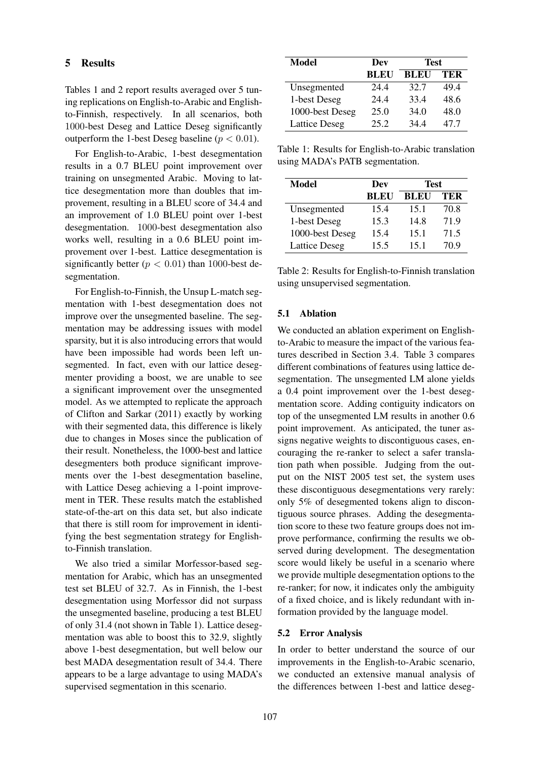## 5 Results

Tables 1 and 2 report results averaged over 5 tuning replications on English-to-Arabic and English-to-Finnish, respectively. In all scenarios, both 1000-best Deseg and Lattice Deseg significantly outperform the 1-best Deseg baseline ($p < 0.01$).

For English-to-Arabic, 1-best desegmentation results in a 0.7 BLEU point improvement over training on unsegmented Arabic. Moving to lattice desegmentation more than doubles that improvement, resulting in a BLEU score of 34.4 and an improvement of 1.0 BLEU point over 1-best desegmentation. 1000-best desegmentation also works well, resulting in a 0.6 BLEU point improvement over 1-best. Lattice desegmentation is significantly better ($p < 0.01$) than 1000-best desegmentation.

For English-to-Finnish, the Unsup L-match segmentation with 1-best desegmentation does not improve over the unsegmented baseline. The segmentation may be addressing issues with model sparsity, but it is also introducing errors that would have been impossible had words been left unsegmented. In fact, even with our lattice desegmenter providing a boost, we are unable to see a significant improvement over the unsegmented model. As we attempted to replicate the approach of Clifton and Sarkar (2011) exactly by working with their segmented data, this difference is likely due to changes in Moses since the publication of their result. Nonetheless, the 1000-best and lattice desegmenters both produce significant improvements over the 1-best desegmentation baseline, with Lattice Deseg achieving a 1-point improvement in TER. These results match the established state-of-the-art on this data set, but also indicate that there is still room for improvement in identifying the best segmentation strategy for English-to-Finnish translation.

We also tried a similar Morfessor-based segmentation for Arabic, which has an unsegmented test set BLEU of 32.7. As in Finnish, the 1-best desegmentation using Morfessor did not surpass the unsegmented baseline, producing a test BLEU of only 31.4 (not shown in Table 1). Lattice desegmentation was able to boost this to 32.9, slightly above 1-best desegmentation, but well below our best MADA desegmentation result of 34.4. There appears to be a large advantage to using MADA's supervised segmentation in this scenario.

| Model | Dev | Test | |
|---|---|---|---|
| | **BLEU** | **BLEU** | **TER** |
| Unsegmented | 24.4 | 32.7 | 49.4 |
| 1-best Deseg | 24.4 | 33.4 | 48.6 |
| 1000-best Deseg | 25.0 | 34.0 | 48.0 |
| Lattice Deseg | 25.2 | 34.4 | 47.7 |

Table 1: Results for English-to-Arabic translation using MADA's PATB segmentation.

| Model | Dev | Test | |
|---|---|---|---|
| | **BLEU** | **BLEU** | **TER** |
| Unsegmented | 15.4 | 15.1 | 70.8 |
| 1-best Deseg | 15.3 | 14.8 | 71.9 |
| 1000-best Deseg | 15.4 | 15.1 | 71.5 |
| Lattice Deseg | 15.5 | 15.1 | 70.9 |

Table 2: Results for English-to-Finnish translation using unsupervised segmentation.

### 5.1 Ablation

We conducted an ablation experiment on English-to-Arabic to measure the impact of the various features described in Section 3.4. Table 3 compares different combinations of features using lattice desegmentation. The unsegmented LM alone yields a 0.4 point improvement over the 1-best desegmentation score. Adding contiguity indicators on top of the unsegmented LM results in another 0.6 point improvement. As anticipated, the tuner assigns negative weights to discontiguous cases, encouraging the re-ranker to select a safer translation path when possible. Judging from the output on the NIST 2005 test set, the system uses these discontiguous desegmentations very rarely: only 5% of desegmented tokens align to discontiguous source phrases. Adding the desegmentation score to these two feature groups does not improve performance, confirming the results we observed during development. The desegmentation score would likely be useful in a scenario where we provide multiple desegmentation options to the re-ranker; for now, it indicates only the ambiguity of a fixed choice, and is likely redundant with information provided by the language model.

### 5.2 Error Analysis

In order to better understand the source of our improvements in the English-to-Arabic scenario, we conducted an extensive manual analysis of the differences between 1-best and lattice deseg-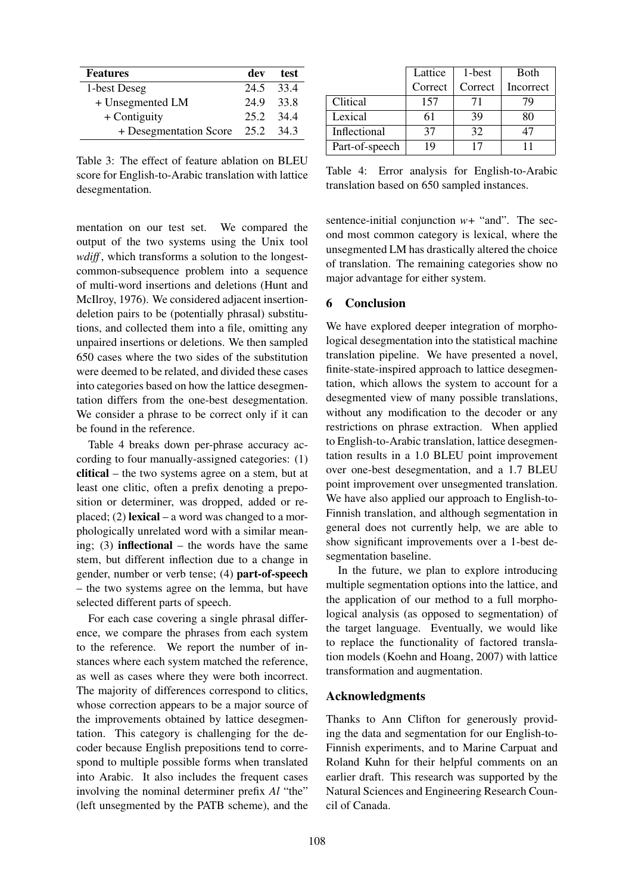| **Features** | **dev** | **test** |
|---|---|---|
| 1-best Deseg | 24.5 | 33.4 |
| + Unsegmented LM | 24.9 | 33.8 |
| + Contiguity | 25.2 | 34.4 |
| + Desegmentation Score | 25.2 | 34.3 |

Table 3: The effect of feature ablation on BLEU score for English-to-Arabic translation with lattice desegmentation.

| | Lattice Correct | 1-best Correct | Both Incorrect |
|---|---|---|---|
| Clitical | 157 | 71 | 79 |
| Lexical | 61 | 39 | 80 |
| Inflectional | 37 | 32 | 47 |
| Part-of-speech | 19 | 17 | 11 |

Table 4: Error analysis for English-to-Arabic translation based on 650 sampled instances.

mentation on our test set. We compared the output of the two systems using the Unix tool *wdiff*, which transforms a solution to the longest-common-subsequence problem into a sequence of multi-word insertions and deletions (Hunt and McIlroy, 1976). We considered adjacent insertion-deletion pairs to be (potentially phrasal) substitutions, and collected them into a file, omitting any unpaired insertions or deletions. We then sampled 650 cases where the two sides of the substitution were deemed to be related, and divided these cases into categories based on how the lattice desegmentation differs from the one-best desegmentation. We consider a phrase to be correct only if it can be found in the reference.

Table 4 breaks down per-phrase accuracy according to four manually-assigned categories: (1) **clitical** – the two systems agree on a stem, but at least one clitic, often a prefix denoting a preposition or determiner, was dropped, added or replaced; (2) **lexical** – a word was changed to a morphologically unrelated word with a similar meaning; (3) **inflectional** – the words have the same stem, but different inflection due to a change in gender, number or verb tense; (4) **part-of-speech** – the two systems agree on the lemma, but have selected different parts of speech.

For each case covering a single phrasal difference, we compare the phrases from each system to the reference. We report the number of instances where each system matched the reference, as well as cases where they were both incorrect. The majority of differences correspond to clitics, whose correction appears to be a major source of the improvements obtained by lattice desegmentation. This category is challenging for the decoder because English prepositions tend to correspond to multiple possible forms when translated into Arabic. It also includes the frequent cases involving the nominal determiner prefix *Al* "the" (left unsegmented by the PATB scheme), and the sentence-initial conjunction *w+* "and". The second most common category is lexical, where the unsegmented LM has drastically altered the choice of translation. The remaining categories show no major advantage for either system.

## 6 Conclusion

We have explored deeper integration of morphological desegmentation into the statistical machine translation pipeline. We have presented a novel, finite-state-inspired approach to lattice desegmentation, which allows the system to account for a desegmented view of many possible translations, without any modification to the decoder or any restrictions on phrase extraction. When applied to English-to-Arabic translation, lattice desegmentation results in a 1.0 BLEU point improvement over one-best desegmentation, and a 1.7 BLEU point improvement over unsegmented translation. We have also applied our approach to English-to-Finnish translation, and although segmentation in general does not currently help, we are able to show significant improvements over a 1-best desegmentation baseline.

In the future, we plan to explore introducing multiple segmentation options into the lattice, and the application of our method to a full morphological analysis (as opposed to segmentation) of the target language. Eventually, we would like to replace the functionality of factored translation models (Koehn and Hoang, 2007) with lattice transformation and augmentation.

## Acknowledgments

Thanks to Ann Clifton for generously providing the data and segmentation for our English-to-Finnish experiments, and to Marine Carpuat and Roland Kuhn for their helpful comments on an earlier draft. This research was supported by the Natural Sciences and Engineering Research Council of Canada.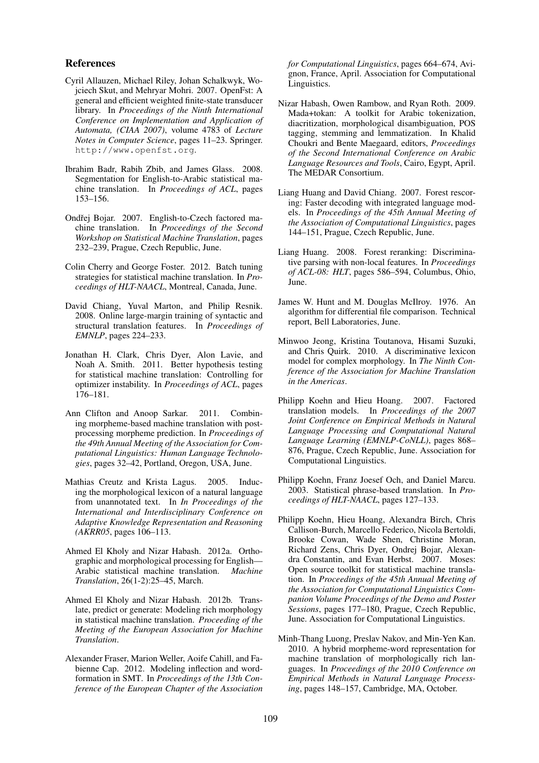## References

Cyril Allauzen, Michael Riley, Johan Schalkwyk, Wojciech Skut, and Mehryar Mohri. 2007. OpenFst: A general and efficient weighted finite-state transducer library. In *Proceedings of the Ninth International Conference on Implementation and Application of Automata, (CIAA 2007)*, volume 4783 of *Lecture Notes in Computer Science*, pages 11–23. Springer. http://www.openfst.org.

Ibrahim Badr, Rabih Zbib, and James Glass. 2008. Segmentation for English-to-Arabic statistical machine translation. In *Proceedings of ACL*, pages 153–156.

Ondřej Bojar. 2007. English-to-Czech factored machine translation. In *Proceedings of the Second Workshop on Statistical Machine Translation*, pages 232–239, Prague, Czech Republic, June.

Colin Cherry and George Foster. 2012. Batch tuning strategies for statistical machine translation. In *Proceedings of HLT-NAACL*, Montreal, Canada, June.

David Chiang, Yuval Marton, and Philip Resnik. 2008. Online large-margin training of syntactic and structural translation features. In *Proceedings of EMNLP*, pages 224–233.

Jonathan H. Clark, Chris Dyer, Alon Lavie, and Noah A. Smith. 2011. Better hypothesis testing for statistical machine translation: Controlling for optimizer instability. In *Proceedings of ACL*, pages 176–181.

Ann Clifton and Anoop Sarkar. 2011. Combining morpheme-based machine translation with post-processing morpheme prediction. In *Proceedings of the 49th Annual Meeting of the Association for Computational Linguistics: Human Language Technologies*, pages 32–42, Portland, Oregon, USA, June.

Mathias Creutz and Krista Lagus. 2005. Inducing the morphological lexicon of a natural language from unannotated text. In *In Proceedings of the International and Interdisciplinary Conference on Adaptive Knowledge Representation and Reasoning (AKRR05*, pages 106–113.

Ahmed El Kholy and Nizar Habash. 2012a. Orthographic and morphological processing for English—Arabic statistical machine translation. *Machine Translation*, 26(1-2):25–45, March.

Ahmed El Kholy and Nizar Habash. 2012b. Translate, predict or generate: Modeling rich morphology in statistical machine translation. *Proceeding of the Meeting of the European Association for Machine Translation*.

Alexander Fraser, Marion Weller, Aoife Cahill, and Fabienne Cap. 2012. Modeling inflection and word-formation in SMT. In *Proceedings of the 13th Conference of the European Chapter of the Association for Computational Linguistics*, pages 664–674, Avignon, France, April. Association for Computational Linguistics.

Nizar Habash, Owen Rambow, and Ryan Roth. 2009. Mada+tokan: A toolkit for Arabic tokenization, diacritization, morphological disambiguation, POS tagging, stemming and lemmatization. In Khalid Choukri and Bente Maegaard, editors, *Proceedings of the Second International Conference on Arabic Language Resources and Tools*, Cairo, Egypt, April. The MEDAR Consortium.

Liang Huang and David Chiang. 2007. Forest rescoring: Faster decoding with integrated language models. In *Proceedings of the 45th Annual Meeting of the Association of Computational Linguistics*, pages 144–151, Prague, Czech Republic, June.

Liang Huang. 2008. Forest reranking: Discriminative parsing with non-local features. In *Proceedings of ACL-08: HLT*, pages 586–594, Columbus, Ohio, June.

James W. Hunt and M. Douglas McIlroy. 1976. An algorithm for differential file comparison. Technical report, Bell Laboratories, June.

Minwoo Jeong, Kristina Toutanova, Hisami Suzuki, and Chris Quirk. 2010. A discriminative lexicon model for complex morphology. In *The Ninth Conference of the Association for Machine Translation in the Americas*.

Philipp Koehn and Hieu Hoang. 2007. Factored translation models. In *Proceedings of the 2007 Joint Conference on Empirical Methods in Natural Language Processing and Computational Natural Language Learning (EMNLP-CoNLL)*, pages 868–876, Prague, Czech Republic, June. Association for Computational Linguistics.

Philipp Koehn, Franz Joesef Och, and Daniel Marcu. 2003. Statistical phrase-based translation. In *Proceedings of HLT-NAACL*, pages 127–133.

Philipp Koehn, Hieu Hoang, Alexandra Birch, Chris Callison-Burch, Marcello Federico, Nicola Bertoldi, Brooke Cowan, Wade Shen, Christine Moran, Richard Zens, Chris Dyer, Ondrej Bojar, Alexandra Constantin, and Evan Herbst. 2007. Moses: Open source toolkit for statistical machine translation. In *Proceedings of the 45th Annual Meeting of the Association for Computational Linguistics Companion Volume Proceedings of the Demo and Poster Sessions*, pages 177–180, Prague, Czech Republic, June. Association for Computational Linguistics.

Minh-Thang Luong, Preslav Nakov, and Min-Yen Kan. 2010. A hybrid morpheme-word representation for machine translation of morphologically rich languages. In *Proceedings of the 2010 Conference on Empirical Methods in Natural Language Processing*, pages 148–157, Cambridge, MA, October.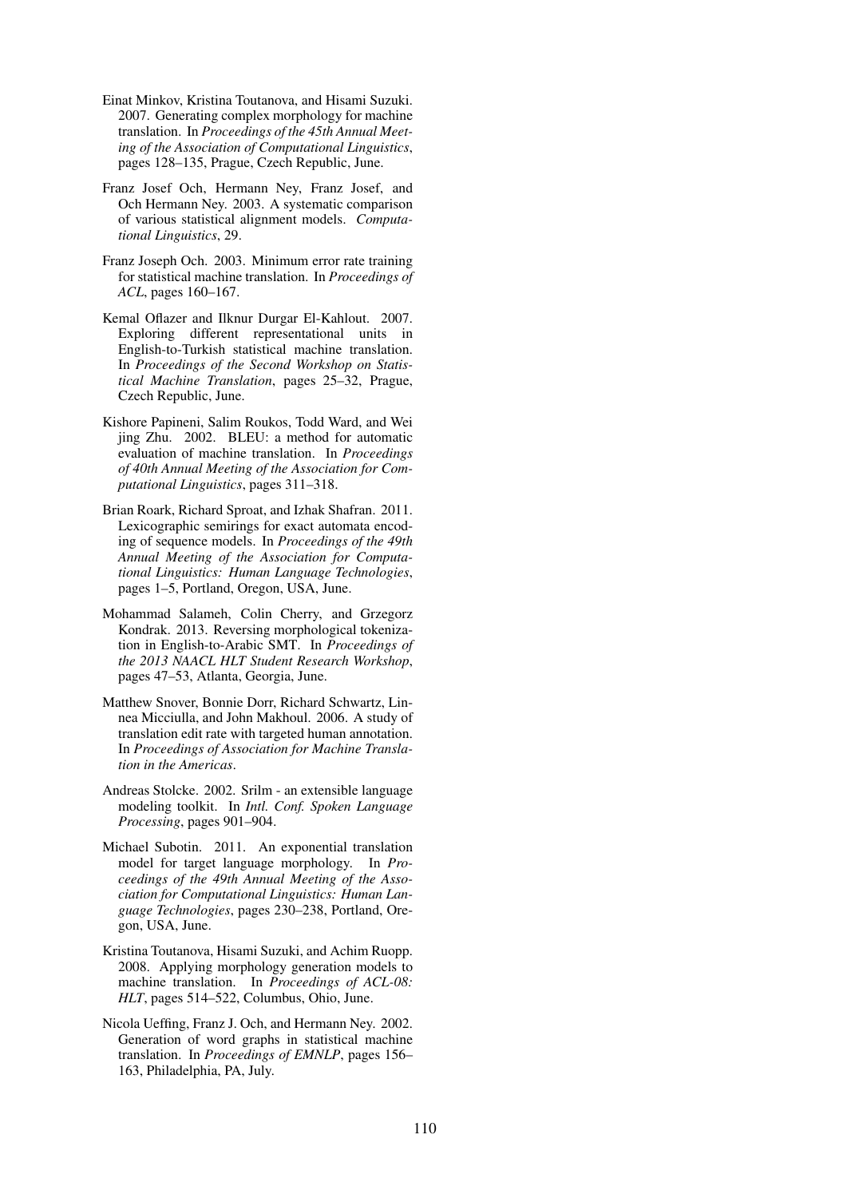Einat Minkov, Kristina Toutanova, and Hisami Suzuki. 2007. Generating complex morphology for machine translation. In *Proceedings of the 45th Annual Meeting of the Association of Computational Linguistics*, pages 128–135, Prague, Czech Republic, June.

Franz Josef Och, Hermann Ney, Franz Josef, and Och Hermann Ney. 2003. A systematic comparison of various statistical alignment models. *Computational Linguistics*, 29.

Franz Joseph Och. 2003. Minimum error rate training for statistical machine translation. In *Proceedings of ACL*, pages 160–167.

Kemal Oflazer and Ilknur Durgar El-Kahlout. 2007. Exploring different representational units in English-to-Turkish statistical machine translation. In *Proceedings of the Second Workshop on Statistical Machine Translation*, pages 25–32, Prague, Czech Republic, June.

Kishore Papineni, Salim Roukos, Todd Ward, and Wei jing Zhu. 2002. BLEU: a method for automatic evaluation of machine translation. In *Proceedings of 40th Annual Meeting of the Association for Computational Linguistics*, pages 311–318.

Brian Roark, Richard Sproat, and Izhak Shafran. 2011. Lexicographic semirings for exact automata encoding of sequence models. In *Proceedings of the 49th Annual Meeting of the Association for Computational Linguistics: Human Language Technologies*, pages 1–5, Portland, Oregon, USA, June.

Mohammad Salameh, Colin Cherry, and Grzegorz Kondrak. 2013. Reversing morphological tokenization in English-to-Arabic SMT. In *Proceedings of the 2013 NAACL HLT Student Research Workshop*, pages 47–53, Atlanta, Georgia, June.

Matthew Snover, Bonnie Dorr, Richard Schwartz, Linnea Micciulla, and John Makhoul. 2006. A study of translation edit rate with targeted human annotation. In *Proceedings of Association for Machine Translation in the Americas*.

Andreas Stolcke. 2002. Srilm - an extensible language modeling toolkit. In *Intl. Conf. Spoken Language Processing*, pages 901–904.

Michael Subotin. 2011. An exponential translation model for target language morphology. In *Proceedings of the 49th Annual Meeting of the Association for Computational Linguistics: Human Language Technologies*, pages 230–238, Portland, Oregon, USA, June.

Kristina Toutanova, Hisami Suzuki, and Achim Ruopp. 2008. Applying morphology generation models to machine translation. In *Proceedings of ACL-08: HLT*, pages 514–522, Columbus, Ohio, June.

Nicola Ueffing, Franz J. Och, and Hermann Ney. 2002. Generation of word graphs in statistical machine translation. In *Proceedings of EMNLP*, pages 156–163, Philadelphia, PA, July.